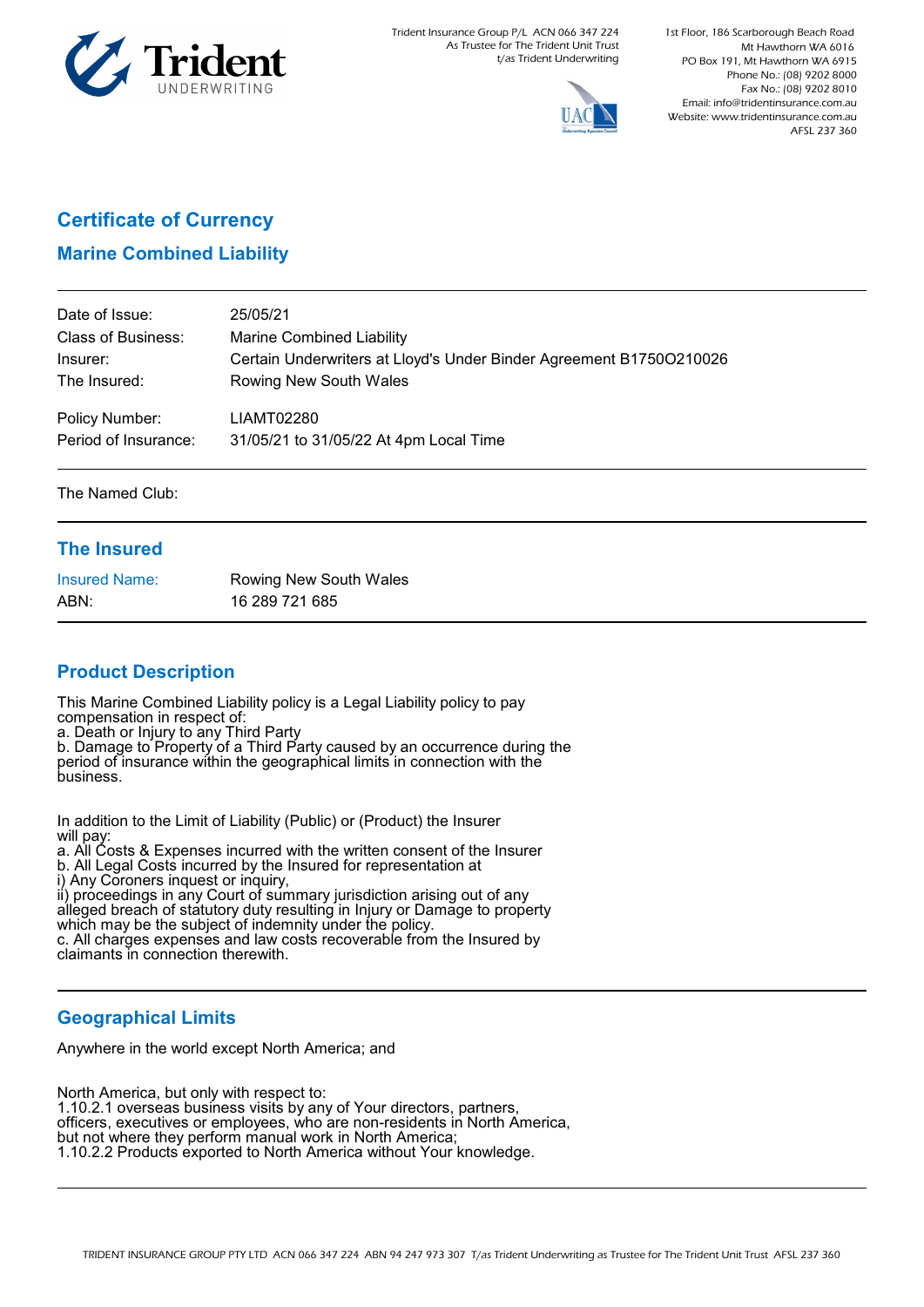Trident Insurance Group P/L ACN 066 347 224
As Trustee for The Trident Unit Trust
t/as Trident Underwriting

1st Floor, 186 Scarborough Beach Road
Mt Hawthorn WA 6016
PO Box 191, Mt Hawthorn WA 6915
Phone No.: (08) 9202 8000
Fax No.: (08) 9202 8010
Email: info@tridentinsurance.com.au
Website: www.tridentinsurance.com.au
AFSL 237 360

# Certificate of Currency

## Marine Combined Liability

| | |
|---|---|
| Date of Issue: | 25/05/21 |
| Class of Business: | Marine Combined Liability |
| Insurer: | Certain Underwriters at Lloyd's Under Binder Agreement B1750O210026 |
| The Insured: | Rowing New South Wales |
| Policy Number: | LIAMT02280 |
| Period of Insurance: | 31/05/21 to 31/05/22 At 4pm Local Time |

The Named Club:

## The Insured

| | |
|---|---|
| Insured Name: | Rowing New South Wales |
| ABN: | 16 289 721 685 |

## Product Description

This Marine Combined Liability policy is a Legal Liability policy to pay compensation in respect of:
a. Death or Injury to any Third Party
b. Damage to Property of a Third Party caused by an occurrence during the period of insurance within the geographical limits in connection with the business.

In addition to the Limit of Liability (Public) or (Product) the Insurer will pay:
a. All Costs & Expenses incurred with the written consent of the Insurer
b. All Legal Costs incurred by the Insured for representation at
i) Any Coroners inquest or inquiry,
ii) proceedings in any Court of summary jurisdiction arising out of any alleged breach of statutory duty resulting in Injury or Damage to property which may be the subject of indemnity under the policy.
c. All charges expenses and law costs recoverable from the Insured by claimants in connection therewith.

## Geographical Limits

Anywhere in the world except North America; and

North America, but only with respect to:
1.10.2.1 overseas business visits by any of Your directors, partners, officers, executives or employees, who are non-residents in North America, but not where they perform manual work in North America;
1.10.2.2 Products exported to North America without Your knowledge.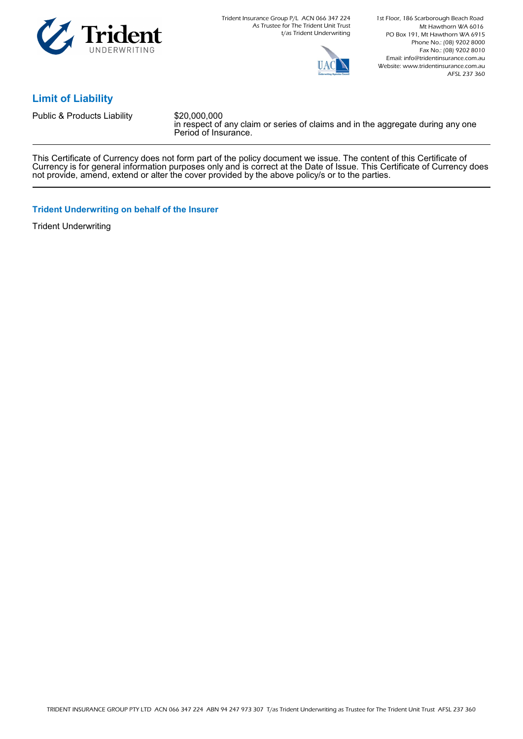## Limit of Liability

| | |
|---|---|
| Public & Products Liability | $20,000,000<br>in respect of any claim or series of claims and in the aggregate during any one Period of Insurance. |

---

This Certificate of Currency does not form part of the policy document we issue. The content of this Certificate of Currency is for general information purposes only and is correct at the Date of Issue. This Certificate of Currency does not provide, amend, extend or alter the cover provided by the above policy/s or to the parties.

---

### Trident Underwriting on behalf of the Insurer

Trident Underwriting